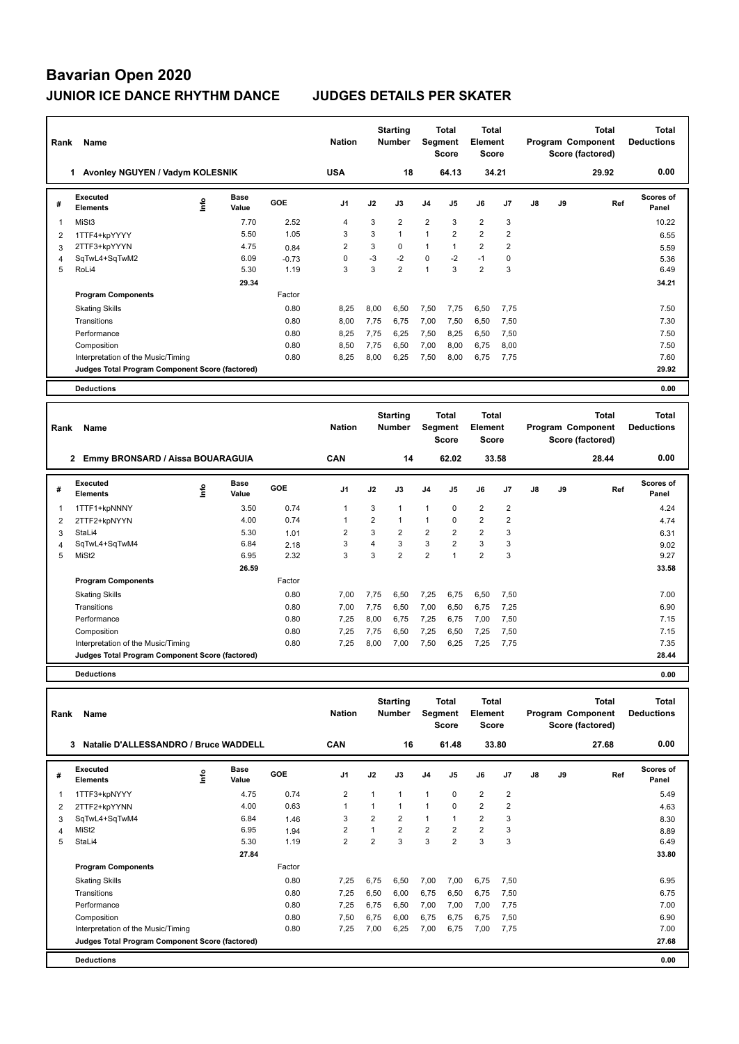# Bavarian Open 2020

## JUNIOR ICE DANCE RHYTHM DANCE JUDGES DETAILS PER SKATER

| Rank | Name | Nation | Starting Number | Total Segment Score | Total Element Score | Total Program Component Score (factored) | Total Deductions |
|---|---|---|---|---|---|---|---|
| 1 | Avonley NGUYEN / Vadym KOLESNIK | USA | 18 | 64.13 | 34.21 | 29.92 | 0.00 |

| # | Executed Elements | Info | Base Value | GOE | J1 | J2 | J3 | J4 | J5 | J6 | J7 | J8 | J9 | Ref | Scores of Panel |
|---|---|---|---|---|---|---|---|---|---|---|---|---|---|---|---|
| 1 | MiSt3 | | 7.70 | 2.52 | 4 | 3 | 2 | 2 | 3 | 2 | 3 | | | | 10.22 |
| 2 | 1TTF4+kpYYYY | | 5.50 | 1.05 | 3 | 3 | 1 | 1 | 2 | 2 | 2 | | | | 6.55 |
| 3 | 2TTF3+kpYYYN | | 4.75 | 0.84 | 2 | 3 | 0 | 1 | 1 | 2 | 2 | | | | 5.59 |
| 4 | SqTwL4+SqTwM2 | | 6.09 | -0.73 | 0 | -3 | -2 | 0 | -2 | -1 | 0 | | | | 5.36 |
| 5 | RoLi4 | | 5.30 | 1.19 | 3 | 3 | 2 | 1 | 3 | 2 | 3 | | | | 6.49 |
| | | | 29.34 | | | | | | | | | | | | 34.21 |
| | **Program Components** | | | Factor | | | | | | | | | | | |
| | Skating Skills | | | 0.80 | 8,25 | 8,00 | 6,50 | 7,50 | 7,75 | 6,50 | 7,75 | | | | 7.50 |
| | Transitions | | | 0.80 | 8,00 | 7,75 | 6,75 | 7,00 | 7,50 | 6,50 | 7,50 | | | | 7.30 |
| | Performance | | | 0.80 | 8,25 | 7,75 | 6,25 | 7,50 | 8,25 | 6,50 | 7,50 | | | | 7.50 |
| | Composition | | | 0.80 | 8,50 | 7,75 | 6,50 | 7,00 | 8,00 | 6,75 | 8,00 | | | | 7.50 |
| | Interpretation of the Music/Timing | | | 0.80 | 8,25 | 8,00 | 6,25 | 7,50 | 8,00 | 6,75 | 7,75 | | | | 7.60 |
| | **Judges Total Program Component Score (factored)** | | | | | | | | | | | | | | 29.92 |
| | **Deductions** | | | | | | | | | | | | | | 0.00 |

| Rank | Name | Nation | Starting Number | Total Segment Score | Total Element Score | Total Program Component Score (factored) | Total Deductions |
|---|---|---|---|---|---|---|---|
| 2 | Emmy BRONSARD / Aissa BOUARAGUIA | CAN | 14 | 62.02 | 33.58 | 28.44 | 0.00 |

| # | Executed Elements | Info | Base Value | GOE | J1 | J2 | J3 | J4 | J5 | J6 | J7 | J8 | J9 | Ref | Scores of Panel |
|---|---|---|---|---|---|---|---|---|---|---|---|---|---|---|---|
| 1 | 1TTF1+kpNNNY | | 3.50 | 0.74 | 1 | 3 | 1 | 1 | 0 | 2 | 2 | | | | 4.24 |
| 2 | 2TTF2+kpNYYN | | 4.00 | 0.74 | 1 | 2 | 1 | 1 | 0 | 2 | 2 | | | | 4.74 |
| 3 | StaLi4 | | 5.30 | 1.01 | 2 | 3 | 2 | 2 | 2 | 2 | 3 | | | | 6.31 |
| 4 | SqTwL4+SqTwM4 | | 6.84 | 2.18 | 3 | 4 | 3 | 3 | 2 | 3 | 3 | | | | 9.02 |
| 5 | MiSt2 | | 6.95 | 2.32 | 3 | 3 | 2 | 2 | 1 | 2 | 3 | | | | 9.27 |
| | | | 26.59 | | | | | | | | | | | | 33.58 |
| | **Program Components** | | | Factor | | | | | | | | | | | |
| | Skating Skills | | | 0.80 | 7,00 | 7,75 | 6,50 | 7,25 | 6,75 | 6,50 | 7,50 | | | | 7.00 |
| | Transitions | | | 0.80 | 7,00 | 7,75 | 6,50 | 7,00 | 6,50 | 6,75 | 7,25 | | | | 6.90 |
| | Performance | | | 0.80 | 7,25 | 8,00 | 6,75 | 7,25 | 6,75 | 7,00 | 7,50 | | | | 7.15 |
| | Composition | | | 0.80 | 7,25 | 7,75 | 6,50 | 7,25 | 6,50 | 7,25 | 7,50 | | | | 7.15 |
| | Interpretation of the Music/Timing | | | 0.80 | 7,25 | 8,00 | 7,00 | 7,50 | 6,25 | 7,25 | 7,75 | | | | 7.35 |
| | **Judges Total Program Component Score (factored)** | | | | | | | | | | | | | | 28.44 |
| | **Deductions** | | | | | | | | | | | | | | 0.00 |

| Rank | Name | Nation | Starting Number | Total Segment Score | Total Element Score | Total Program Component Score (factored) | Total Deductions |
|---|---|---|---|---|---|---|---|
| 3 | Natalie D'ALLESSANDRO / Bruce WADDELL | CAN | 16 | 61.48 | 33.80 | 27.68 | 0.00 |

| # | Executed Elements | Info | Base Value | GOE | J1 | J2 | J3 | J4 | J5 | J6 | J7 | J8 | J9 | Ref | Scores of Panel |
|---|---|---|---|---|---|---|---|---|---|---|---|---|---|---|---|
| 1 | 1TTF3+kpNYYY | | 4.75 | 0.74 | 2 | 1 | 1 | 1 | 0 | 2 | 2 | | | | 5.49 |
| 2 | 2TTF2+kpYYNN | | 4.00 | 0.63 | 1 | 1 | 1 | 1 | 0 | 2 | 2 | | | | 4.63 |
| 3 | SqTwL4+SqTwM4 | | 6.84 | 1.46 | 3 | 2 | 2 | 1 | 1 | 2 | 3 | | | | 8.30 |
| 4 | MiSt2 | | 6.95 | 1.94 | 2 | 1 | 2 | 2 | 2 | 2 | 3 | | | | 8.89 |
| 5 | StaLi4 | | 5.30 | 1.19 | 2 | 2 | 3 | 3 | 2 | 3 | 3 | | | | 6.49 |
| | | | 27.84 | | | | | | | | | | | | 33.80 |
| | **Program Components** | | | Factor | | | | | | | | | | | |
| | Skating Skills | | | 0.80 | 7,25 | 6,75 | 6,50 | 7,00 | 7,00 | 6,75 | 7,50 | | | | 6.95 |
| | Transitions | | | 0.80 | 7,25 | 6,50 | 6,00 | 6,75 | 6,50 | 6,75 | 7,50 | | | | 6.75 |
| | Performance | | | 0.80 | 7,25 | 6,75 | 6,50 | 7,00 | 7,00 | 7,00 | 7,75 | | | | 7.00 |
| | Composition | | | 0.80 | 7,50 | 6,75 | 6,00 | 6,75 | 6,75 | 6,75 | 7,50 | | | | 6.90 |
| | Interpretation of the Music/Timing | | | 0.80 | 7,25 | 7,00 | 6,25 | 7,00 | 6,75 | 7,00 | 7,75 | | | | 7.00 |
| | **Judges Total Program Component Score (factored)** | | | | | | | | | | | | | | 27.68 |
| | **Deductions** | | | | | | | | | | | | | | 0.00 |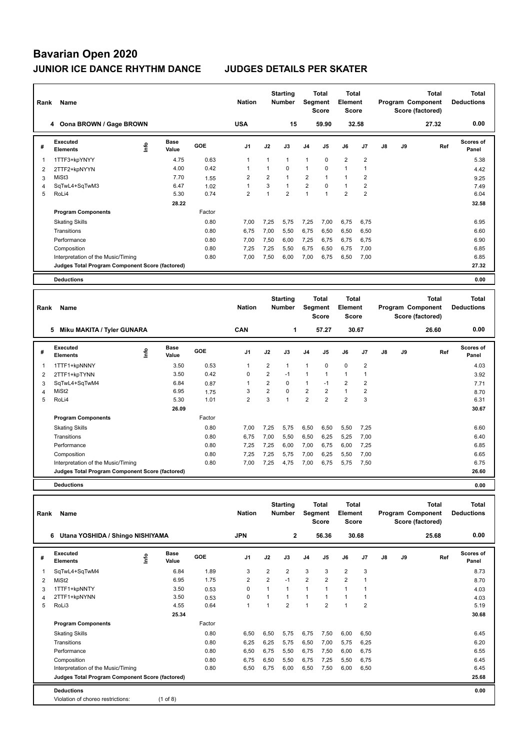# Bavarian Open 2020

## JUNIOR ICE DANCE RHYTHM DANCE JUDGES DETAILS PER SKATER

| Rank | Name | Nation | Starting Number | Total Segment Score | Total Element Score | Total Program Component Score (factored) | Total Deductions |
|---|---|---|---|---|---|---|---|
| 4 | Oona BROWN / Gage BROWN | USA | 15 | 59.90 | 32.58 | 27.32 | 0.00 |

| # | Executed Elements | Info | Base Value | GOE | J1 | J2 | J3 | J4 | J5 | J6 | J7 | J8 | J9 | Ref | Scores of Panel |
|---|---|---|---|---|---|---|---|---|---|---|---|---|---|---|---|
| 1 | 1TTF3+kpYNYY | | 4.75 | 0.63 | 1 | 1 | 1 | 1 | 0 | 2 | 2 | | | | 5.38 |
| 2 | 2TTF2+kpNYYN | | 4.00 | 0.42 | 1 | 1 | 0 | 1 | 0 | 1 | 1 | | | | 4.42 |
| 3 | MiSt3 | | 7.70 | 1.55 | 2 | 2 | 1 | 2 | 1 | 1 | 2 | | | | 9.25 |
| 4 | SqTwL4+SqTwM3 | | 6.47 | 1.02 | 1 | 3 | 1 | 2 | 0 | 1 | 2 | | | | 7.49 |
| 5 | RoLi4 | | 5.30 | 0.74 | 2 | 1 | 2 | 1 | 1 | 2 | 2 | | | | 6.04 |
| | | | 28.22 | | | | | | | | | | | | 32.58 |
| | **Program Components** | | | Factor | | | | | | | | | | | |
| | Skating Skills | | | 0.80 | 7,00 | 7,25 | 5,75 | 7,25 | 7,00 | 6,75 | 6,75 | | | | 6.95 |
| | Transitions | | | 0.80 | 6,75 | 7,00 | 5,50 | 6,75 | 6,50 | 6,50 | 6,50 | | | | 6.60 |
| | Performance | | | 0.80 | 7,00 | 7,50 | 6,00 | 7,25 | 6,75 | 6,75 | 6,75 | | | | 6.90 |
| | Composition | | | 0.80 | 7,25 | 7,25 | 5,50 | 6,75 | 6,50 | 6,75 | 7,00 | | | | 6.85 |
| | Interpretation of the Music/Timing | | | 0.80 | 7,00 | 7,50 | 6,00 | 7,00 | 6,75 | 6,50 | 7,00 | | | | 6.85 |
| | **Judges Total Program Component Score (factored)** | | | | | | | | | | | | | | 27.32 |
| | **Deductions** | | | | | | | | | | | | | | 0.00 |

| Rank | Name | Nation | Starting Number | Total Segment Score | Total Element Score | Total Program Component Score (factored) | Total Deductions |
|---|---|---|---|---|---|---|---|
| 5 | Miku MAKITA / Tyler GUNARA | CAN | 1 | 57.27 | 30.67 | 26.60 | 0.00 |

| # | Executed Elements | Info | Base Value | GOE | J1 | J2 | J3 | J4 | J5 | J6 | J7 | J8 | J9 | Ref | Scores of Panel |
|---|---|---|---|---|---|---|---|---|---|---|---|---|---|---|---|
| 1 | 1TTF1+kpNNNY | | 3.50 | 0.53 | 1 | 2 | 1 | 1 | 0 | 0 | 2 | | | | 4.03 |
| 2 | 2TTF1+kpTYNN | | 3.50 | 0.42 | 0 | 2 | -1 | 1 | 1 | 1 | 1 | | | | 3.92 |
| 3 | SqTwL4+SqTwM4 | | 6.84 | 0.87 | 1 | 2 | 0 | 1 | -1 | 2 | 2 | | | | 7.71 |
| 4 | MiSt2 | | 6.95 | 1.75 | 3 | 2 | 0 | 2 | 2 | 1 | 2 | | | | 8.70 |
| 5 | RoLi4 | | 5.30 | 1.01 | 2 | 3 | 1 | 2 | 2 | 2 | 3 | | | | 6.31 |
| | | | 26.09 | | | | | | | | | | | | 30.67 |
| | **Program Components** | | | Factor | | | | | | | | | | | |
| | Skating Skills | | | 0.80 | 7,00 | 7,25 | 5,75 | 6,50 | 6,50 | 5,50 | 7,25 | | | | 6.60 |
| | Transitions | | | 0.80 | 6,75 | 7,00 | 5,50 | 6,50 | 6,25 | 5,25 | 7,00 | | | | 6.40 |
| | Performance | | | 0.80 | 7,25 | 7,25 | 6,00 | 7,00 | 6,75 | 6,00 | 7,25 | | | | 6.85 |
| | Composition | | | 0.80 | 7,25 | 7,25 | 5,75 | 7,00 | 6,25 | 5,50 | 7,00 | | | | 6.65 |
| | Interpretation of the Music/Timing | | | 0.80 | 7,00 | 7,25 | 4,75 | 7,00 | 6,75 | 5,75 | 7,50 | | | | 6.75 |
| | **Judges Total Program Component Score (factored)** | | | | | | | | | | | | | | 26.60 |
| | **Deductions** | | | | | | | | | | | | | | 0.00 |

| Rank | Name | Nation | Starting Number | Total Segment Score | Total Element Score | Total Program Component Score (factored) | Total Deductions |
|---|---|---|---|---|---|---|---|
| 6 | Utana YOSHIDA / Shingo NISHIYAMA | JPN | 2 | 56.36 | 30.68 | 25.68 | 0.00 |

| # | Executed Elements | Info | Base Value | GOE | J1 | J2 | J3 | J4 | J5 | J6 | J7 | J8 | J9 | Ref | Scores of Panel |
|---|---|---|---|---|---|---|---|---|---|---|---|---|---|---|---|
| 1 | SqTwL4+SqTwM4 | | 6.84 | 1.89 | 3 | 2 | 2 | 3 | 3 | 2 | 3 | | | | 8.73 |
| 2 | MiSt2 | | 6.95 | 1.75 | 2 | 2 | -1 | 2 | 2 | 2 | 1 | | | | 8.70 |
| 3 | 1TTF1+kpNNTY | | 3.50 | 0.53 | 0 | 1 | 1 | 1 | 1 | 1 | 1 | | | | 4.03 |
| 4 | 2TTF1+kpNYNN | | 3.50 | 0.53 | 0 | 1 | 1 | 1 | 1 | 1 | 1 | | | | 4.03 |
| 5 | RoLi3 | | 4.55 | 0.64 | 1 | 1 | 2 | 1 | 2 | 1 | 2 | | | | 5.19 |
| | | | 25.34 | | | | | | | | | | | | 30.68 |
| | **Program Components** | | | Factor | | | | | | | | | | | |
| | Skating Skills | | | 0.80 | 6,50 | 6,50 | 5,75 | 6,75 | 7,50 | 6,00 | 6,50 | | | | 6.45 |
| | Transitions | | | 0.80 | 6,25 | 6,25 | 5,75 | 6,50 | 7,00 | 5,75 | 6,25 | | | | 6.20 |
| | Performance | | | 0.80 | 6,50 | 6,75 | 5,50 | 6,75 | 7,50 | 6,00 | 6,75 | | | | 6.55 |
| | Composition | | | 0.80 | 6,75 | 6,50 | 5,50 | 6,75 | 7,25 | 5,50 | 6,75 | | | | 6.45 |
| | Interpretation of the Music/Timing | | | 0.80 | 6,50 | 6,75 | 6,00 | 6,50 | 7,50 | 6,00 | 6,50 | | | | 6.45 |
| | **Judges Total Program Component Score (factored)** | | | | | | | | | | | | | | 25.68 |
| | **Deductions** | | | | | | | | | | | | | | 0.00 |
| | Violation of choreo restrictions: | | (1 of 8) | | | | | | | | | | | | |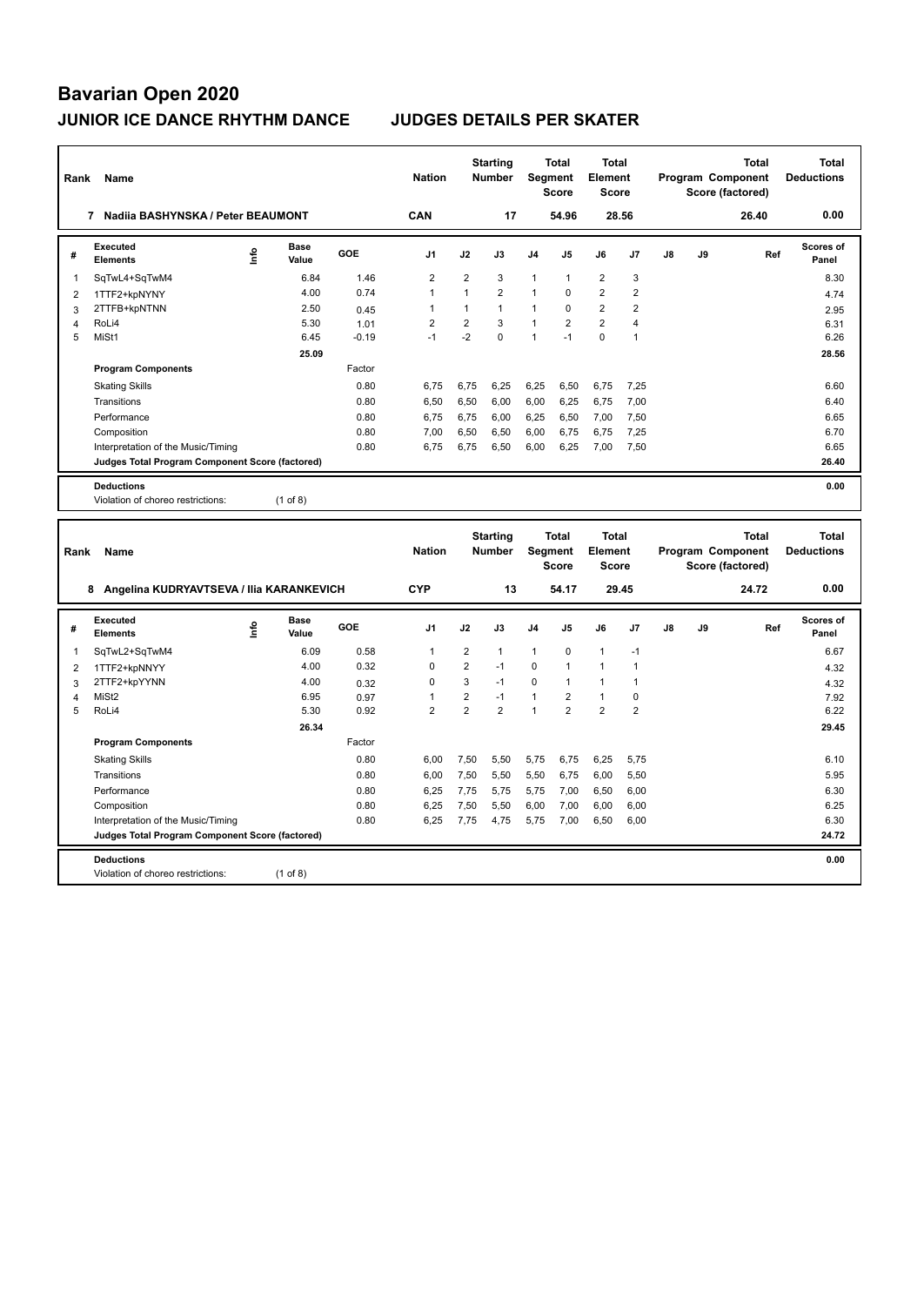# Bavarian Open 2020

## JUNIOR ICE DANCE RHYTHM DANCE — JUDGES DETAILS PER SKATER

| Rank | Name | Nation | Starting Number | Total Segment Score | Total Element Score | Total Program Component Score (factored) | Total Deductions |
|---|---|---|---|---|---|---|---|
| 7 | Nadiia BASHYNSKA / Peter BEAUMONT | CAN | 17 | 54.96 | 28.56 | 26.40 | 0.00 |

| # | Executed Elements | Info | Base Value | GOE | J1 | J2 | J3 | J4 | J5 | J6 | J7 | J8 | J9 | Ref | Scores of Panel |
|---|---|---|---|---|---|---|---|---|---|---|---|---|---|---|---|
| 1 | SqTwL4+SqTwM4 | | 6.84 | 1.46 | 2 | 2 | 3 | 1 | 1 | 2 | 3 | | | | 8.30 |
| 2 | 1TTF2+kpNYNY | | 4.00 | 0.74 | 1 | 1 | 2 | 1 | 0 | 2 | 2 | | | | 4.74 |
| 3 | 2TTFB+kpNTNN | | 2.50 | 0.45 | 1 | 1 | 1 | 1 | 0 | 2 | 2 | | | | 2.95 |
| 4 | RoLi4 | | 5.30 | 1.01 | 2 | 2 | 3 | 1 | 2 | 2 | 4 | | | | 6.31 |
| 5 | MiSt1 | | 6.45 | -0.19 | -1 | -2 | 0 | 1 | -1 | 0 | 1 | | | | 6.26 |
| | | | 25.09 | | | | | | | | | | | | 28.56 |
| | **Program Components** | | | Factor | | | | | | | | | | | |
| | Skating Skills | | | 0.80 | 6,75 | 6,75 | 6,25 | 6,25 | 6,50 | 6,75 | 7,25 | | | | 6.60 |
| | Transitions | | | 0.80 | 6,50 | 6,50 | 6,00 | 6,00 | 6,25 | 6,75 | 7,00 | | | | 6.40 |
| | Performance | | | 0.80 | 6,75 | 6,75 | 6,00 | 6,25 | 6,50 | 7,00 | 7,50 | | | | 6.65 |
| | Composition | | | 0.80 | 7,00 | 6,50 | 6,50 | 6,00 | 6,75 | 6,75 | 7,25 | | | | 6.70 |
| | Interpretation of the Music/Timing | | | 0.80 | 6,75 | 6,75 | 6,50 | 6,00 | 6,25 | 7,00 | 7,50 | | | | 6.65 |
| | **Judges Total Program Component Score (factored)** | | | | | | | | | | | | | | 26.40 |
| | **Deductions** | | | | | | | | | | | | | | 0.00 |
| | Violation of choreo restrictions: | | (1 of 8) | | | | | | | | | | | | |

| Rank | Name | Nation | Starting Number | Total Segment Score | Total Element Score | Total Program Component Score (factored) | Total Deductions |
|---|---|---|---|---|---|---|---|
| 8 | Angelina KUDRYAVTSEVA / Ilia KARANKEVICH | CYP | 13 | 54.17 | 29.45 | 24.72 | 0.00 |

| # | Executed Elements | Info | Base Value | GOE | J1 | J2 | J3 | J4 | J5 | J6 | J7 | J8 | J9 | Ref | Scores of Panel |
|---|---|---|---|---|---|---|---|---|---|---|---|---|---|---|---|
| 1 | SqTwL2+SqTwM4 | | 6.09 | 0.58 | 1 | 2 | 1 | 1 | 0 | 1 | -1 | | | | 6.67 |
| 2 | 1TTF2+kpNNYY | | 4.00 | 0.32 | 0 | 2 | -1 | 0 | 1 | 1 | 1 | | | | 4.32 |
| 3 | 2TTF2+kpYYNN | | 4.00 | 0.32 | 0 | 3 | -1 | 0 | 1 | 1 | 1 | | | | 4.32 |
| 4 | MiSt2 | | 6.95 | 0.97 | 1 | 2 | -1 | 1 | 2 | 1 | 0 | | | | 7.92 |
| 5 | RoLi4 | | 5.30 | 0.92 | 2 | 2 | 2 | 1 | 2 | 2 | 2 | | | | 6.22 |
| | | | 26.34 | | | | | | | | | | | | 29.45 |
| | **Program Components** | | | Factor | | | | | | | | | | | |
| | Skating Skills | | | 0.80 | 6,00 | 7,50 | 5,50 | 5,75 | 6,75 | 6,25 | 5,75 | | | | 6.10 |
| | Transitions | | | 0.80 | 6,00 | 7,50 | 5,50 | 5,50 | 6,75 | 6,00 | 5,50 | | | | 5.95 |
| | Performance | | | 0.80 | 6,25 | 7,75 | 5,75 | 5,75 | 7,00 | 6,50 | 6,00 | | | | 6.30 |
| | Composition | | | 0.80 | 6,25 | 7,50 | 5,50 | 6,00 | 7,00 | 6,00 | 6,00 | | | | 6.25 |
| | Interpretation of the Music/Timing | | | 0.80 | 6,25 | 7,75 | 4,75 | 5,75 | 7,00 | 6,50 | 6,00 | | | | 6.30 |
| | **Judges Total Program Component Score (factored)** | | | | | | | | | | | | | | 24.72 |
| | **Deductions** | | | | | | | | | | | | | | 0.00 |
| | Violation of choreo restrictions: | | (1 of 8) | | | | | | | | | | | | |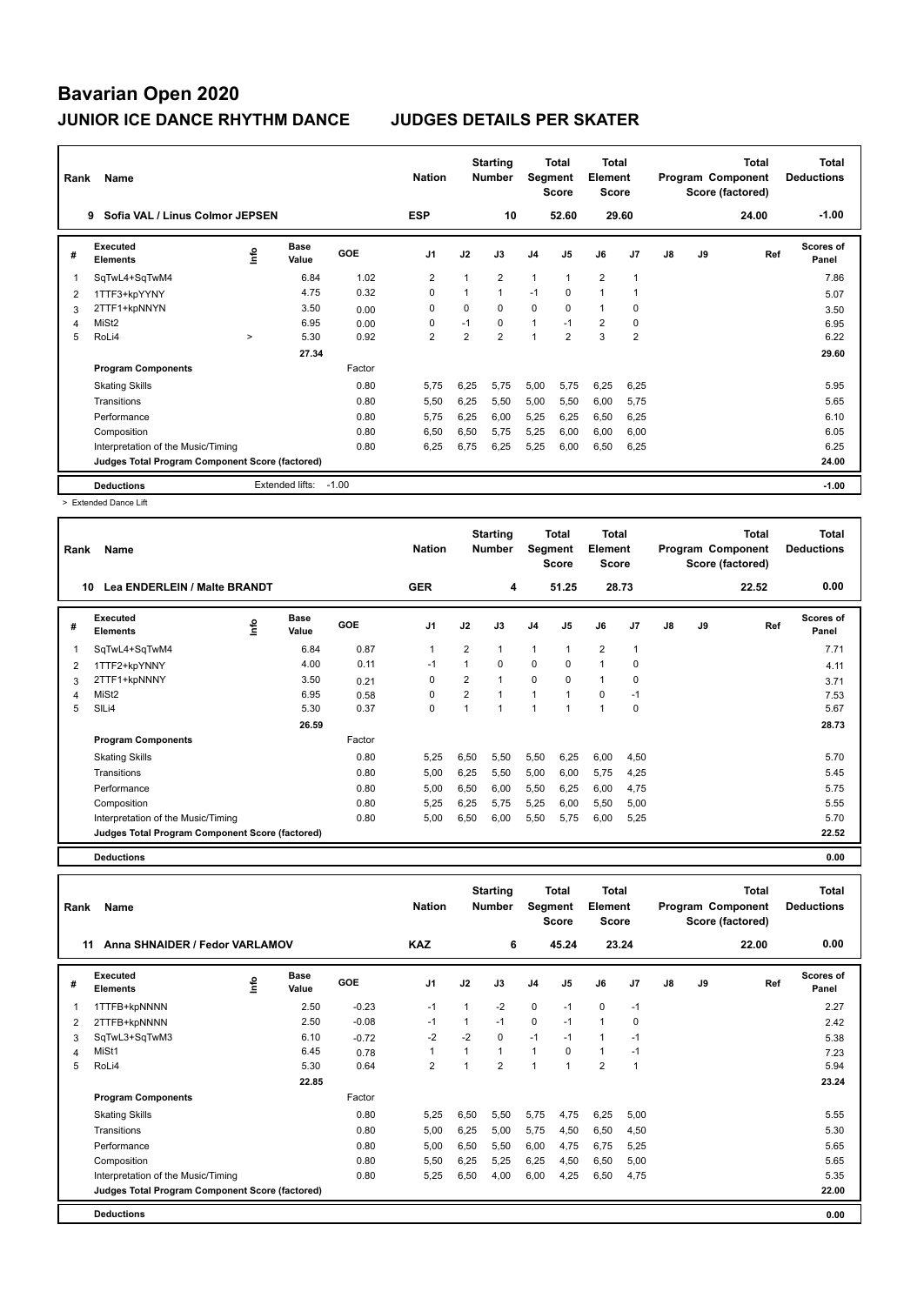# Bavarian Open 2020

## JUNIOR ICE DANCE RHYTHM DANCE JUDGES DETAILS PER SKATER

| Rank | Name | Nation | Starting Number | Total Segment Score | Total Element Score | Total Program Component Score (factored) | Total Deductions |
|---|---|---|---|---|---|---|---|
| 9 | Sofia VAL / Linus Colmor JEPSEN | ESP | 10 | 52.60 | 29.60 | 24.00 | -1.00 |

| # | Executed Elements | Info | Base Value | GOE | J1 | J2 | J3 | J4 | J5 | J6 | J7 | J8 | J9 | Ref | Scores of Panel |
|---|---|---|---|---|---|---|---|---|---|---|---|---|---|---|---|
| 1 | SqTwL4+SqTwM4 | | 6.84 | 1.02 | 2 | 1 | 2 | 1 | 1 | 2 | 1 | | | | 7.86 |
| 2 | 1TTF3+kpYYNY | | 4.75 | 0.32 | 0 | 1 | 1 | -1 | 0 | 1 | 1 | | | | 5.07 |
| 3 | 2TTF1+kpNNYN | | 3.50 | 0.00 | 0 | 0 | 0 | 0 | 0 | 1 | 0 | | | | 3.50 |
| 4 | MiSt2 | | 6.95 | 0.00 | 0 | -1 | 0 | 1 | -1 | 2 | 0 | | | | 6.95 |
| 5 | RoLi4 | > | 5.30 | 0.92 | 2 | 2 | 2 | 1 | 2 | 3 | 2 | | | | 6.22 |
| | | | 27.34 | | | | | | | | | | | | 29.60 |
| | **Program Components** | | | Factor | | | | | | | | | | | |
| | Skating Skills | | | 0.80 | 5,75 | 6,25 | 5,75 | 5,00 | 5,75 | 6,25 | 6,25 | | | | 5.95 |
| | Transitions | | | 0.80 | 5,50 | 6,25 | 5,50 | 5,00 | 5,50 | 6,00 | 5,75 | | | | 5.65 |
| | Performance | | | 0.80 | 5,75 | 6,25 | 6,00 | 5,25 | 6,25 | 6,50 | 6,25 | | | | 6.10 |
| | Composition | | | 0.80 | 6,50 | 6,50 | 5,75 | 5,25 | 6,00 | 6,00 | 6,00 | | | | 6.05 |
| | Interpretation of the Music/Timing | | | 0.80 | 6,25 | 6,75 | 6,25 | 5,25 | 6,00 | 6,50 | 6,25 | | | | 6.25 |
| | **Judges Total Program Component Score (factored)** | | | | | | | | | | | | | | 24.00 |
| | **Deductions** | | Extended lifts: | -1.00 | | | | | | | | | | | -1.00 |

> Extended Dance Lift

| Rank | Name | Nation | Starting Number | Total Segment Score | Total Element Score | Total Program Component Score (factored) | Total Deductions |
|---|---|---|---|---|---|---|---|
| 10 | Lea ENDERLEIN / Malte BRANDT | GER | 4 | 51.25 | 28.73 | 22.52 | 0.00 |

| # | Executed Elements | Info | Base Value | GOE | J1 | J2 | J3 | J4 | J5 | J6 | J7 | J8 | J9 | Ref | Scores of Panel |
|---|---|---|---|---|---|---|---|---|---|---|---|---|---|---|---|
| 1 | SqTwL4+SqTwM4 | | 6.84 | 0.87 | 1 | 2 | 1 | 1 | 1 | 2 | 1 | | | | 7.71 |
| 2 | 1TTF2+kpYNNY | | 4.00 | 0.11 | -1 | 1 | 0 | 0 | 0 | 1 | 0 | | | | 4.11 |
| 3 | 2TTF1+kpNNNY | | 3.50 | 0.21 | 0 | 2 | 1 | 0 | 0 | 1 | 0 | | | | 3.71 |
| 4 | MiSt2 | | 6.95 | 0.58 | 0 | 2 | 1 | 1 | 1 | 0 | -1 | | | | 7.53 |
| 5 | SlLi4 | | 5.30 | 0.37 | 0 | 1 | 1 | 1 | 1 | 1 | 0 | | | | 5.67 |
| | | | 26.59 | | | | | | | | | | | | 28.73 |
| | **Program Components** | | | Factor | | | | | | | | | | | |
| | Skating Skills | | | 0.80 | 5,25 | 6,50 | 5,50 | 5,50 | 6,25 | 6,00 | 4,50 | | | | 5.70 |
| | Transitions | | | 0.80 | 5,00 | 6,25 | 5,50 | 5,00 | 6,00 | 5,75 | 4,25 | | | | 5.45 |
| | Performance | | | 0.80 | 5,00 | 6,50 | 6,00 | 5,50 | 6,25 | 6,00 | 4,75 | | | | 5.75 |
| | Composition | | | 0.80 | 5,25 | 6,25 | 5,75 | 5,25 | 6,00 | 5,50 | 5,00 | | | | 5.55 |
| | Interpretation of the Music/Timing | | | 0.80 | 5,00 | 6,50 | 6,00 | 5,50 | 5,75 | 6,00 | 5,25 | | | | 5.70 |
| | **Judges Total Program Component Score (factored)** | | | | | | | | | | | | | | 22.52 |
| | **Deductions** | | | | | | | | | | | | | | 0.00 |

| Rank | Name | Nation | Starting Number | Total Segment Score | Total Element Score | Total Program Component Score (factored) | Total Deductions |
|---|---|---|---|---|---|---|---|
| 11 | Anna SHNAIDER / Fedor VARLAMOV | KAZ | 6 | 45.24 | 23.24 | 22.00 | 0.00 |

| # | Executed Elements | Info | Base Value | GOE | J1 | J2 | J3 | J4 | J5 | J6 | J7 | J8 | J9 | Ref | Scores of Panel |
|---|---|---|---|---|---|---|---|---|---|---|---|---|---|---|---|
| 1 | 1TTFB+kpNNNN | | 2.50 | -0.23 | -1 | 1 | -2 | 0 | -1 | 0 | -1 | | | | 2.27 |
| 2 | 2TTFB+kpNNNN | | 2.50 | -0.08 | -1 | 1 | -1 | 0 | -1 | 1 | 0 | | | | 2.42 |
| 3 | SqTwL3+SqTwM3 | | 6.10 | -0.72 | -2 | -2 | 0 | -1 | -1 | 1 | -1 | | | | 5.38 |
| 4 | MiSt1 | | 6.45 | 0.78 | 1 | 1 | 1 | 1 | 0 | 1 | -1 | | | | 7.23 |
| 5 | RoLi4 | | 5.30 | 0.64 | 2 | 1 | 2 | 1 | 1 | 2 | 1 | | | | 5.94 |
| | | | 22.85 | | | | | | | | | | | | 23.24 |
| | **Program Components** | | | Factor | | | | | | | | | | | |
| | Skating Skills | | | 0.80 | 5,25 | 6,50 | 5,50 | 5,75 | 4,75 | 6,25 | 5,00 | | | | 5.55 |
| | Transitions | | | 0.80 | 5,00 | 6,25 | 5,00 | 5,75 | 4,50 | 6,50 | 4,50 | | | | 5.30 |
| | Performance | | | 0.80 | 5,00 | 6,50 | 5,50 | 6,00 | 4,75 | 6,75 | 5,25 | | | | 5.65 |
| | Composition | | | 0.80 | 5,50 | 6,25 | 5,25 | 6,25 | 4,50 | 6,50 | 5,00 | | | | 5.65 |
| | Interpretation of the Music/Timing | | | 0.80 | 5,25 | 6,50 | 4,00 | 6,00 | 4,25 | 6,50 | 4,75 | | | | 5.35 |
| | **Judges Total Program Component Score (factored)** | | | | | | | | | | | | | | 22.00 |
| | **Deductions** | | | | | | | | | | | | | | 0.00 |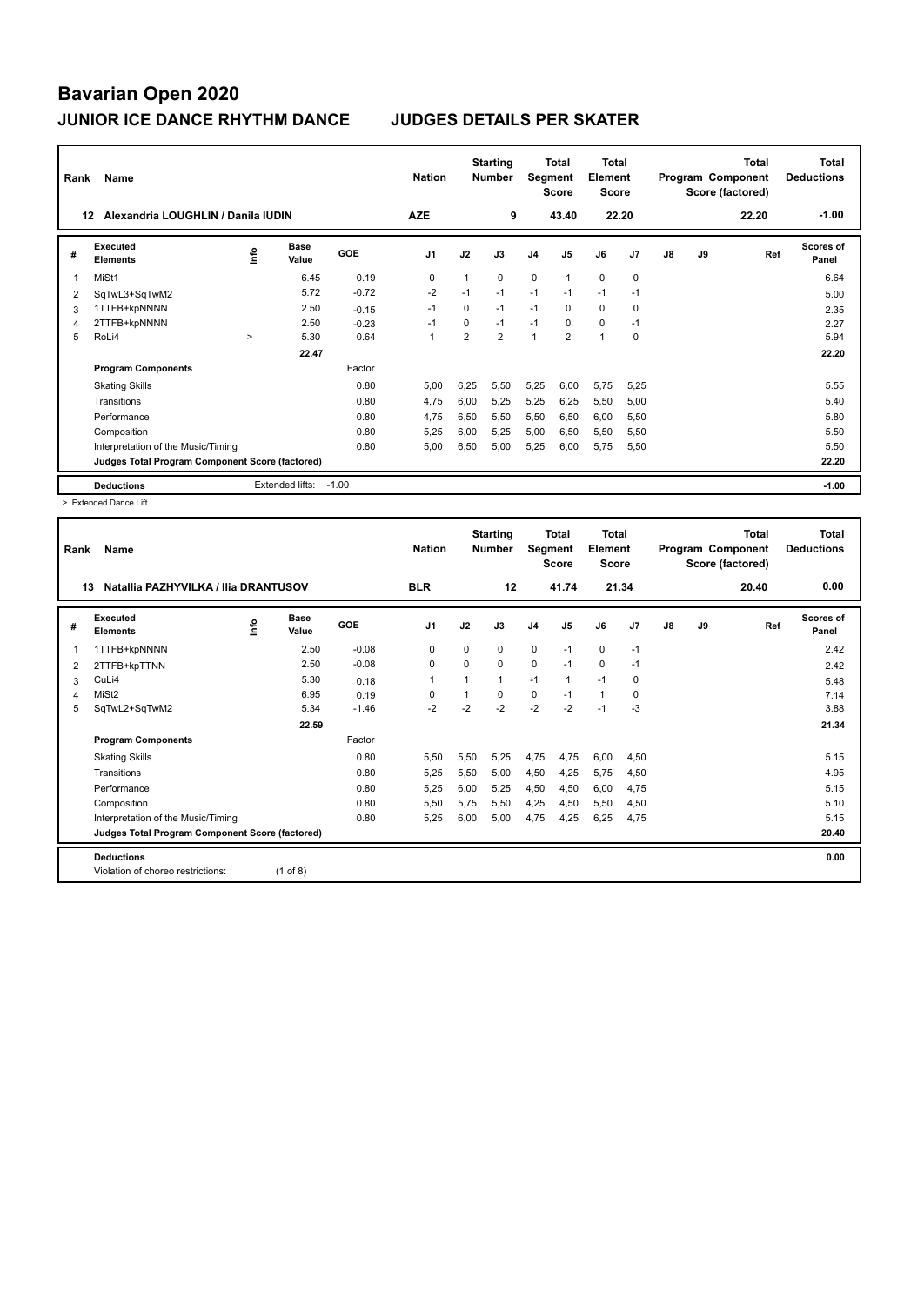# Bavarian Open 2020

## JUNIOR ICE DANCE RHYTHM DANCE — JUDGES DETAILS PER SKATER

| Rank | Name | Nation | Starting Number | Total Segment Score | Total Element Score | Total Program Component Score (factored) | Total Deductions |
|---|---|---|---|---|---|---|---|
| 12 | Alexandria LOUGHLIN / Danila IUDIN | AZE | 9 | 43.40 | 22.20 | 22.20 | -1.00 |

| # | Executed Elements | Info | Base Value | GOE | J1 | J2 | J3 | J4 | J5 | J6 | J7 | J8 | J9 | Ref | Scores of Panel |
|---|---|---|---|---|---|---|---|---|---|---|---|---|---|---|---|
| 1 | MiSt1 | | 6.45 | 0.19 | 0 | 1 | 0 | 0 | 1 | 0 | 0 | | | | 6.64 |
| 2 | SqTwL3+SqTwM2 | | 5.72 | -0.72 | -2 | -1 | -1 | -1 | -1 | -1 | -1 | | | | 5.00 |
| 3 | 1TTFB+kpNNNN | | 2.50 | -0.15 | -1 | 0 | -1 | -1 | 0 | 0 | 0 | | | | 2.35 |
| 4 | 2TTFB+kpNNNN | | 2.50 | -0.23 | -1 | 0 | -1 | -1 | 0 | 0 | -1 | | | | 2.27 |
| 5 | RoLi4 | > | 5.30 | 0.64 | 1 | 2 | 2 | 1 | 2 | 1 | 0 | | | | 5.94 |
| | | | 22.47 | | | | | | | | | | | | 22.20 |

| Program Components | Factor | J1 | J2 | J3 | J4 | J5 | J6 | J7 | J8 | J9 | Scores of Panel |
|---|---|---|---|---|---|---|---|---|---|---|---|
| Skating Skills | 0.80 | 5,00 | 6,25 | 5,50 | 5,25 | 6,00 | 5,75 | 5,25 | | | 5.55 |
| Transitions | 0.80 | 4,75 | 6,00 | 5,25 | 5,25 | 6,25 | 5,50 | 5,00 | | | 5.40 |
| Performance | 0.80 | 4,75 | 6,50 | 5,50 | 5,50 | 6,50 | 6,00 | 5,50 | | | 5.80 |
| Composition | 0.80 | 5,25 | 6,00 | 5,25 | 5,00 | 6,50 | 5,50 | 5,50 | | | 5.50 |
| Interpretation of the Music/Timing | 0.80 | 5,00 | 6,50 | 5,00 | 5,25 | 6,00 | 5,75 | 5,50 | | | 5.50 |
| Judges Total Program Component Score (factored) | | | | | | | | | | | 22.20 |

**Deductions** — Extended lifts: -1.00 — **-1.00**

> Extended Dance Lift

| Rank | Name | Nation | Starting Number | Total Segment Score | Total Element Score | Total Program Component Score (factored) | Total Deductions |
|---|---|---|---|---|---|---|---|
| 13 | Natallia PAZHYVILKA / Ilia DRANTUSOV | BLR | 12 | 41.74 | 21.34 | 20.40 | 0.00 |

| # | Executed Elements | Info | Base Value | GOE | J1 | J2 | J3 | J4 | J5 | J6 | J7 | J8 | J9 | Ref | Scores of Panel |
|---|---|---|---|---|---|---|---|---|---|---|---|---|---|---|---|
| 1 | 1TTFB+kpNNNN | | 2.50 | -0.08 | 0 | 0 | 0 | 0 | -1 | 0 | -1 | | | | 2.42 |
| 2 | 2TTFB+kpTTNN | | 2.50 | -0.08 | 0 | 0 | 0 | 0 | -1 | 0 | -1 | | | | 2.42 |
| 3 | CuLi4 | | 5.30 | 0.18 | 1 | 1 | 1 | -1 | 1 | -1 | 0 | | | | 5.48 |
| 4 | MiSt2 | | 6.95 | 0.19 | 0 | 1 | 0 | 0 | -1 | 1 | 0 | | | | 7.14 |
| 5 | SqTwL2+SqTwM2 | | 5.34 | -1.46 | -2 | -2 | -2 | -2 | -2 | -1 | -3 | | | | 3.88 |
| | | | 22.59 | | | | | | | | | | | | 21.34 |

| Program Components | Factor | J1 | J2 | J3 | J4 | J5 | J6 | J7 | J8 | J9 | Scores of Panel |
|---|---|---|---|---|---|---|---|---|---|---|---|
| Skating Skills | 0.80 | 5,50 | 5,50 | 5,25 | 4,75 | 4,75 | 6,00 | 4,50 | | | 5.15 |
| Transitions | 0.80 | 5,25 | 5,50 | 5,00 | 4,50 | 4,25 | 5,75 | 4,50 | | | 4.95 |
| Performance | 0.80 | 5,25 | 6,00 | 5,25 | 4,50 | 4,50 | 6,00 | 4,75 | | | 5.15 |
| Composition | 0.80 | 5,50 | 5,75 | 5,50 | 4,25 | 4,50 | 5,50 | 4,50 | | | 5.10 |
| Interpretation of the Music/Timing | 0.80 | 5,25 | 6,00 | 5,00 | 4,75 | 4,25 | 6,25 | 4,75 | | | 5.15 |
| Judges Total Program Component Score (factored) | | | | | | | | | | | 20.40 |

**Deductions** — **0.00**

Violation of choreo restrictions: (1 of 8)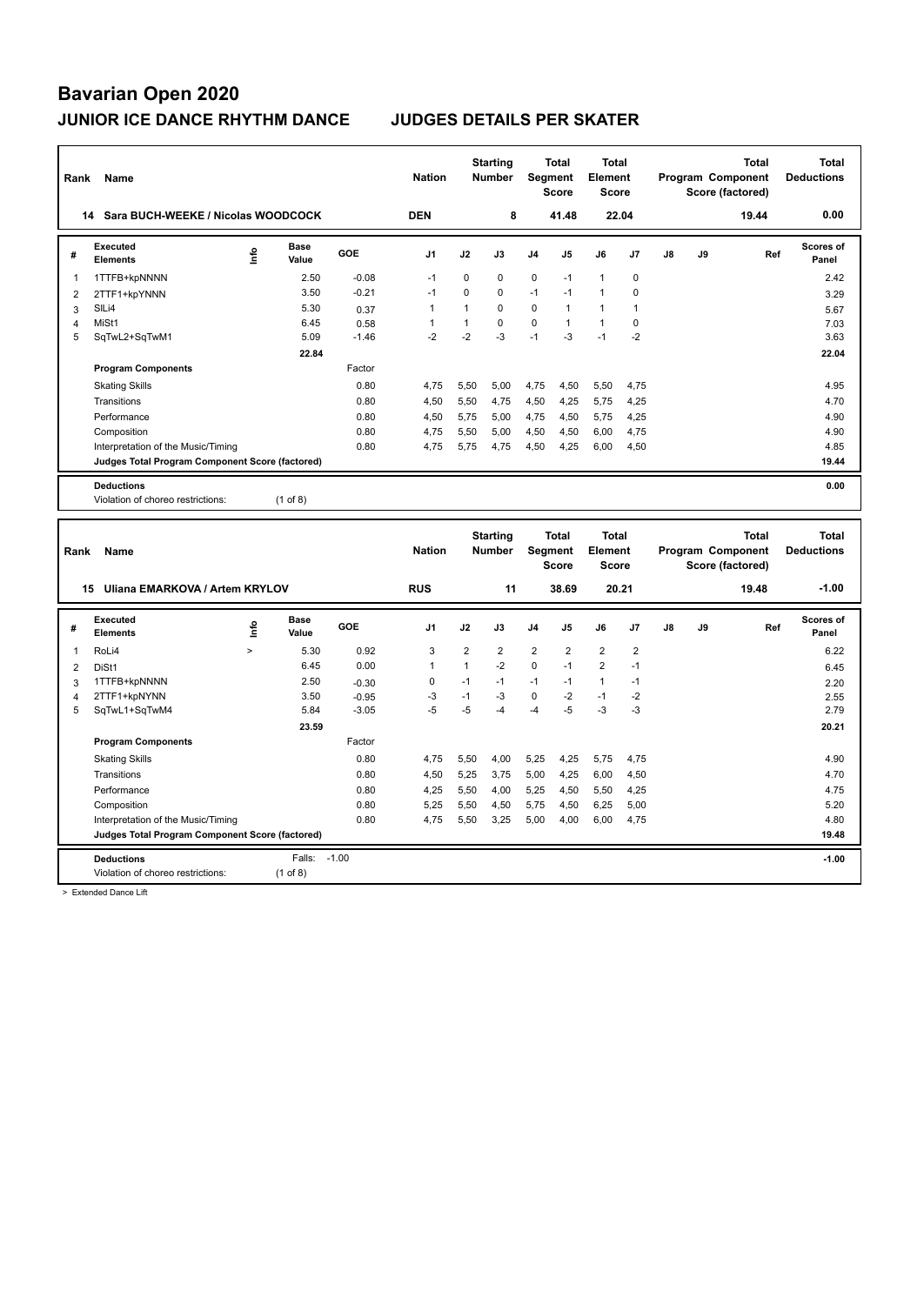# Bavarian Open 2020

## JUNIOR ICE DANCE RHYTHM DANCE JUDGES DETAILS PER SKATER

| Rank | Name | Nation | Starting Number | Total Segment Score | Total Element Score | Total Program Component Score (factored) | Total Deductions |
|---|---|---|---|---|---|---|---|
| 14 | Sara BUCH-WEEKE / Nicolas WOODCOCK | DEN | 8 | 41.48 | 22.04 | 19.44 | 0.00 |

| # | Executed Elements | Info | Base Value | GOE | J1 | J2 | J3 | J4 | J5 | J6 | J7 | J8 | J9 | Ref | Scores of Panel |
|---|---|---|---|---|---|---|---|---|---|---|---|---|---|---|---|
| 1 | 1TTFB+kpNNNN | | 2.50 | -0.08 | -1 | 0 | 0 | 0 | -1 | 1 | 0 | | | | 2.42 |
| 2 | 2TTF1+kpYNNN | | 3.50 | -0.21 | -1 | 0 | 0 | -1 | -1 | 1 | 0 | | | | 3.29 |
| 3 | SlLi4 | | 5.30 | 0.37 | 1 | 1 | 0 | 0 | 1 | 1 | 1 | | | | 5.67 |
| 4 | MiSt1 | | 6.45 | 0.58 | 1 | 1 | 0 | 0 | 1 | 1 | 0 | | | | 7.03 |
| 5 | SqTwL2+SqTwM1 | | 5.09 | -1.46 | -2 | -2 | -3 | -1 | -3 | -1 | -2 | | | | 3.63 |
| | | | 22.84 | | | | | | | | | | | | 22.04 |
| | **Program Components** | | | Factor | | | | | | | | | | | |
| | Skating Skills | | | 0.80 | 4,75 | 5,50 | 5,00 | 4,75 | 4,50 | 5,50 | 4,75 | | | | 4.95 |
| | Transitions | | | 0.80 | 4,50 | 5,50 | 4,75 | 4,50 | 4,25 | 5,75 | 4,25 | | | | 4.70 |
| | Performance | | | 0.80 | 4,50 | 5,75 | 5,00 | 4,75 | 4,50 | 5,75 | 4,25 | | | | 4.90 |
| | Composition | | | 0.80 | 4,75 | 5,50 | 5,00 | 4,50 | 4,50 | 6,00 | 4,75 | | | | 4.90 |
| | Interpretation of the Music/Timing | | | 0.80 | 4,75 | 5,75 | 4,75 | 4,50 | 4,25 | 6,00 | 4,50 | | | | 4.85 |
| | **Judges Total Program Component Score (factored)** | | | | | | | | | | | | | | 19.44 |
| | **Deductions** | | | | | | | | | | | | | | 0.00 |
| | Violation of choreo restrictions: | | (1 of 8) | | | | | | | | | | | | |

| Rank | Name | Nation | Starting Number | Total Segment Score | Total Element Score | Total Program Component Score (factored) | Total Deductions |
|---|---|---|---|---|---|---|---|
| 15 | Uliana EMARKOVA / Artem KRYLOV | RUS | 11 | 38.69 | 20.21 | 19.48 | -1.00 |

| # | Executed Elements | Info | Base Value | GOE | J1 | J2 | J3 | J4 | J5 | J6 | J7 | J8 | J9 | Ref | Scores of Panel |
|---|---|---|---|---|---|---|---|---|---|---|---|---|---|---|---|
| 1 | RoLi4 | > | 5.30 | 0.92 | 3 | 2 | 2 | 2 | 2 | 2 | 2 | | | | 6.22 |
| 2 | DiSt1 | | 6.45 | 0.00 | 1 | 1 | -2 | 0 | -1 | 2 | -1 | | | | 6.45 |
| 3 | 1TTFB+kpNNNN | | 2.50 | -0.30 | 0 | -1 | -1 | -1 | -1 | 1 | -1 | | | | 2.20 |
| 4 | 2TTF1+kpNYNN | | 3.50 | -0.95 | -3 | -1 | -3 | 0 | -2 | -1 | -2 | | | | 2.55 |
| 5 | SqTwL1+SqTwM4 | | 5.84 | -3.05 | -5 | -5 | -4 | -4 | -5 | -3 | -3 | | | | 2.79 |
| | | | 23.59 | | | | | | | | | | | | 20.21 |
| | **Program Components** | | | Factor | | | | | | | | | | | |
| | Skating Skills | | | 0.80 | 4,75 | 5,50 | 4,00 | 5,25 | 4,25 | 5,75 | 4,75 | | | | 4.90 |
| | Transitions | | | 0.80 | 4,50 | 5,25 | 3,75 | 5,00 | 4,25 | 6,00 | 4,50 | | | | 4.70 |
| | Performance | | | 0.80 | 4,25 | 5,50 | 4,00 | 5,25 | 4,50 | 5,50 | 4,25 | | | | 4.75 |
| | Composition | | | 0.80 | 5,25 | 5,50 | 4,50 | 5,75 | 4,50 | 6,25 | 5,00 | | | | 5.20 |
| | Interpretation of the Music/Timing | | | 0.80 | 4,75 | 5,50 | 3,25 | 5,00 | 4,00 | 6,00 | 4,75 | | | | 4.80 |
| | **Judges Total Program Component Score (factored)** | | | | | | | | | | | | | | 19.48 |
| | **Deductions** | | Falls: | -1.00 | | | | | | | | | | | -1.00 |
| | Violation of choreo restrictions: | | (1 of 8) | | | | | | | | | | | | |

> Extended Dance Lift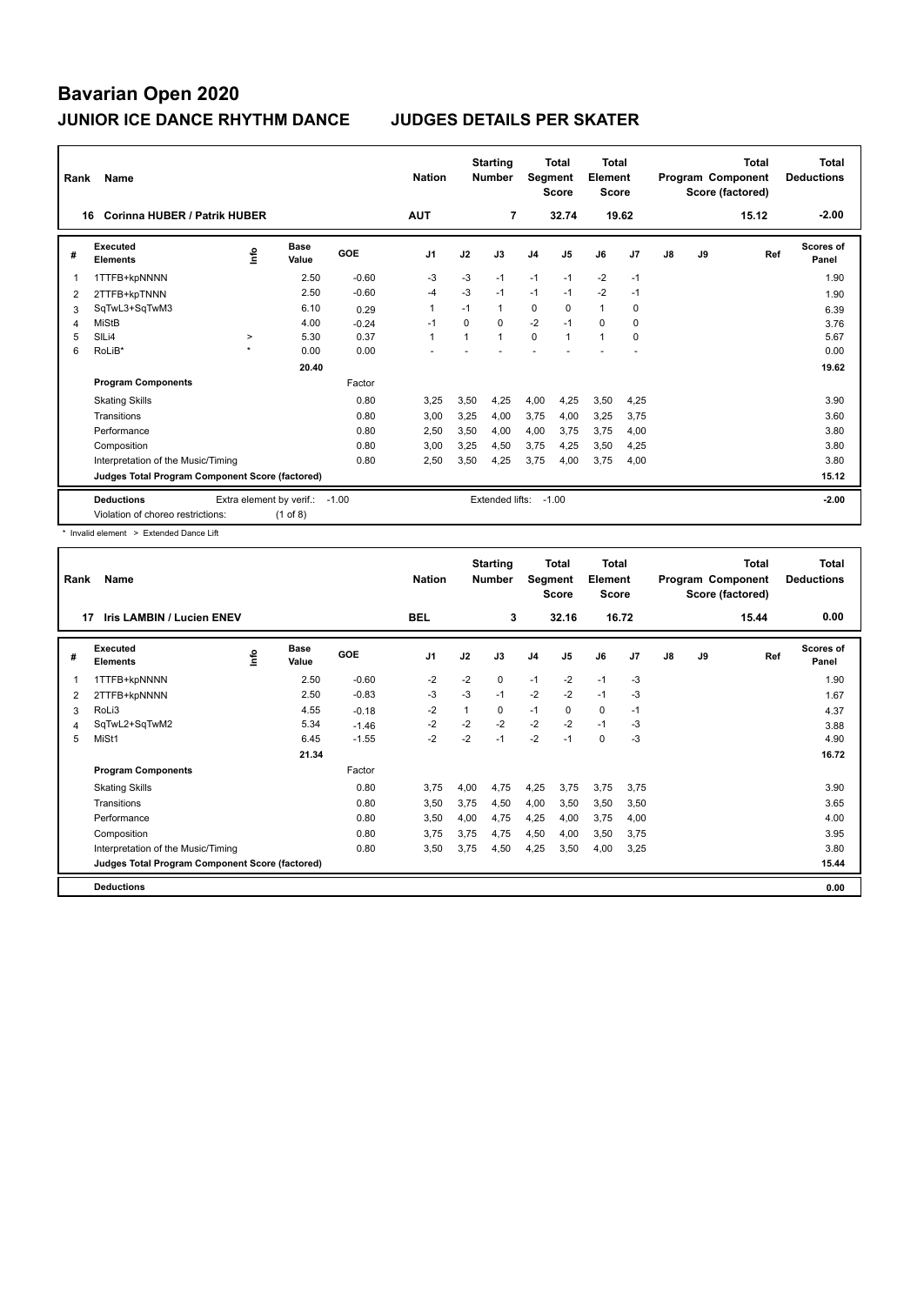# Bavarian Open 2020

## JUNIOR ICE DANCE RHYTHM DANCE JUDGES DETAILS PER SKATER

| Rank | Name | Nation | Starting Number | Total Segment Score | Total Element Score | Total Program Component Score (factored) | Total Deductions |
|---|---|---|---|---|---|---|---|
| 16 | Corinna HUBER / Patrik HUBER | AUT | 7 | 32.74 | 19.62 | 15.12 | -2.00 |

| # | Executed Elements | Info | Base Value | GOE | J1 | J2 | J3 | J4 | J5 | J6 | J7 | J8 | J9 | Ref | Scores of Panel |
|---|---|---|---|---|---|---|---|---|---|---|---|---|---|---|---|
| 1 | 1TTFB+kpNNNN | | 2.50 | -0.60 | -3 | -3 | -1 | -1 | -1 | -2 | -1 | | | | 1.90 |
| 2 | 2TTFB+kpTNNN | | 2.50 | -0.60 | -4 | -3 | -1 | -1 | -1 | -2 | -1 | | | | 1.90 |
| 3 | SqTwL3+SqTwM3 | | 6.10 | 0.29 | 1 | -1 | 1 | 0 | 0 | 1 | 0 | | | | 6.39 |
| 4 | MiStB | | 4.00 | -0.24 | -1 | 0 | 0 | -2 | -1 | 0 | 0 | | | | 3.76 |
| 5 | SlLi4 | > | 5.30 | 0.37 | 1 | 1 | 1 | 0 | 1 | 1 | 0 | | | | 5.67 |
| 6 | RoLiB* | * | 0.00 | 0.00 | - | - | - | - | - | - | - | | | | 0.00 |
| | | | 20.40 | | | | | | | | | | | | 19.62 |

| Program Components | Factor | J1 | J2 | J3 | J4 | J5 | J6 | J7 | J8 | J9 | Scores of Panel |
|---|---|---|---|---|---|---|---|---|---|---|---|
| Skating Skills | 0.80 | 3,25 | 3,50 | 4,25 | 4,00 | 4,25 | 3,50 | 4,25 | | | 3.90 |
| Transitions | 0.80 | 3,00 | 3,25 | 4,00 | 3,75 | 4,00 | 3,25 | 3,75 | | | 3.60 |
| Performance | 0.80 | 2,50 | 3,50 | 4,00 | 4,00 | 3,75 | 3,75 | 4,00 | | | 3.80 |
| Composition | 0.80 | 3,00 | 3,25 | 4,50 | 3,75 | 4,25 | 3,50 | 4,25 | | | 3.80 |
| Interpretation of the Music/Timing | 0.80 | 2,50 | 3,50 | 4,25 | 3,75 | 4,00 | 3,75 | 4,00 | | | 3.80 |
| Judges Total Program Component Score (factored) | | | | | | | | | | | 15.12 |

**Deductions**: Extra element by verif.: -1.00 Extended lifts: -1.00 — **-2.00**
Violation of choreo restrictions: (1 of 8)

\* Invalid element > Extended Dance Lift

| Rank | Name | Nation | Starting Number | Total Segment Score | Total Element Score | Total Program Component Score (factored) | Total Deductions |
|---|---|---|---|---|---|---|---|
| 17 | Iris LAMBIN / Lucien ENEV | BEL | 3 | 32.16 | 16.72 | 15.44 | 0.00 |

| # | Executed Elements | Info | Base Value | GOE | J1 | J2 | J3 | J4 | J5 | J6 | J7 | J8 | J9 | Ref | Scores of Panel |
|---|---|---|---|---|---|---|---|---|---|---|---|---|---|---|---|
| 1 | 1TTFB+kpNNNN | | 2.50 | -0.60 | -2 | -2 | 0 | -1 | -2 | -1 | -3 | | | | 1.90 |
| 2 | 2TTFB+kpNNNN | | 2.50 | -0.83 | -3 | -3 | -1 | -2 | -2 | -1 | -3 | | | | 1.67 |
| 3 | RoLi3 | | 4.55 | -0.18 | -2 | 1 | 0 | -1 | 0 | 0 | -1 | | | | 4.37 |
| 4 | SqTwL2+SqTwM2 | | 5.34 | -1.46 | -2 | -2 | -2 | -2 | -2 | -1 | -3 | | | | 3.88 |
| 5 | MiSt1 | | 6.45 | -1.55 | -2 | -2 | -1 | -2 | -1 | 0 | -3 | | | | 4.90 |
| | | | 21.34 | | | | | | | | | | | | 16.72 |

| Program Components | Factor | J1 | J2 | J3 | J4 | J5 | J6 | J7 | J8 | J9 | Scores of Panel |
|---|---|---|---|---|---|---|---|---|---|---|---|
| Skating Skills | 0.80 | 3,75 | 4,00 | 4,75 | 4,25 | 3,75 | 3,75 | 3,75 | | | 3.90 |
| Transitions | 0.80 | 3,50 | 3,75 | 4,50 | 4,00 | 3,50 | 3,50 | 3,50 | | | 3.65 |
| Performance | 0.80 | 3,50 | 4,00 | 4,75 | 4,25 | 4,00 | 3,75 | 4,00 | | | 4.00 |
| Composition | 0.80 | 3,75 | 3,75 | 4,75 | 4,50 | 4,00 | 3,50 | 3,75 | | | 3.95 |
| Interpretation of the Music/Timing | 0.80 | 3,50 | 3,75 | 4,50 | 4,25 | 3,50 | 4,00 | 3,25 | | | 3.80 |
| Judges Total Program Component Score (factored) | | | | | | | | | | | 15.44 |

**Deductions** — **0.00**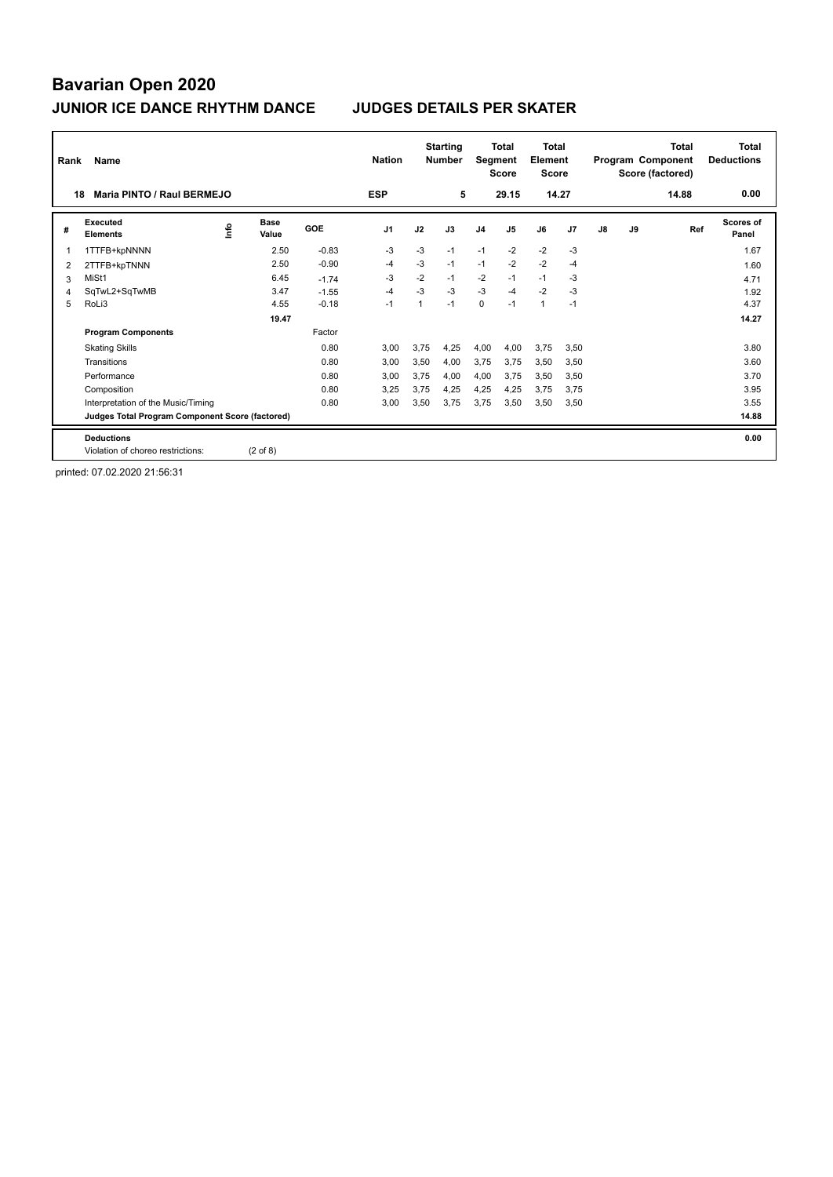# Bavarian Open 2020

## JUNIOR ICE DANCE RHYTHM DANCE JUDGES DETAILS PER SKATER

| Rank | Name | Nation | Starting Number | Total Segment Score | Total Element Score | Total Program Component Score (factored) | Total Deductions |
|---|---|---|---|---|---|---|---|
| 18 | Maria PINTO / Raul BERMEJO | ESP | 5 | 29.15 | 14.27 | 14.88 | 0.00 |

| # | Executed Elements | Info | Base Value | GOE | J1 | J2 | J3 | J4 | J5 | J6 | J7 | J8 | J9 | Ref | Scores of Panel |
|---|---|---|---|---|---|---|---|---|---|---|---|---|---|---|---|
| 1 | 1TTFB+kpNNNN | | 2.50 | -0.83 | -3 | -3 | -1 | -1 | -2 | -2 | -3 | | | | 1.67 |
| 2 | 2TTFB+kpTNNN | | 2.50 | -0.90 | -4 | -3 | -1 | -1 | -2 | -2 | -4 | | | | 1.60 |
| 3 | MiSt1 | | 6.45 | -1.74 | -3 | -2 | -1 | -2 | -1 | -1 | -3 | | | | 4.71 |
| 4 | SqTwL2+SqTwMB | | 3.47 | -1.55 | -4 | -3 | -3 | -3 | -4 | -2 | -3 | | | | 1.92 |
| 5 | RoLi3 | | 4.55 | -0.18 | -1 | 1 | -1 | 0 | -1 | 1 | -1 | | | | 4.37 |
| | | | 19.47 | | | | | | | | | | | | 14.27 |
| | **Program Components** | | | Factor | | | | | | | | | | | |
| | Skating Skills | | | 0.80 | 3,00 | 3,75 | 4,25 | 4,00 | 4,00 | 3,75 | 3,50 | | | | 3.80 |
| | Transitions | | | 0.80 | 3,00 | 3,50 | 4,00 | 3,75 | 3,75 | 3,50 | 3,50 | | | | 3.60 |
| | Performance | | | 0.80 | 3,00 | 3,75 | 4,00 | 4,00 | 3,75 | 3,50 | 3,50 | | | | 3.70 |
| | Composition | | | 0.80 | 3,25 | 3,75 | 4,25 | 4,25 | 4,25 | 3,75 | 3,75 | | | | 3.95 |
| | Interpretation of the Music/Timing | | | 0.80 | 3,00 | 3,50 | 3,75 | 3,75 | 3,50 | 3,50 | 3,50 | | | | 3.55 |
| | **Judges Total Program Component Score (factored)** | | | | | | | | | | | | | | 14.88 |
| | **Deductions** | | | | | | | | | | | | | | 0.00 |
| | Violation of choreo restrictions: | | (2 of 8) | | | | | | | | | | | | |

printed: 07.02.2020 21:56:31